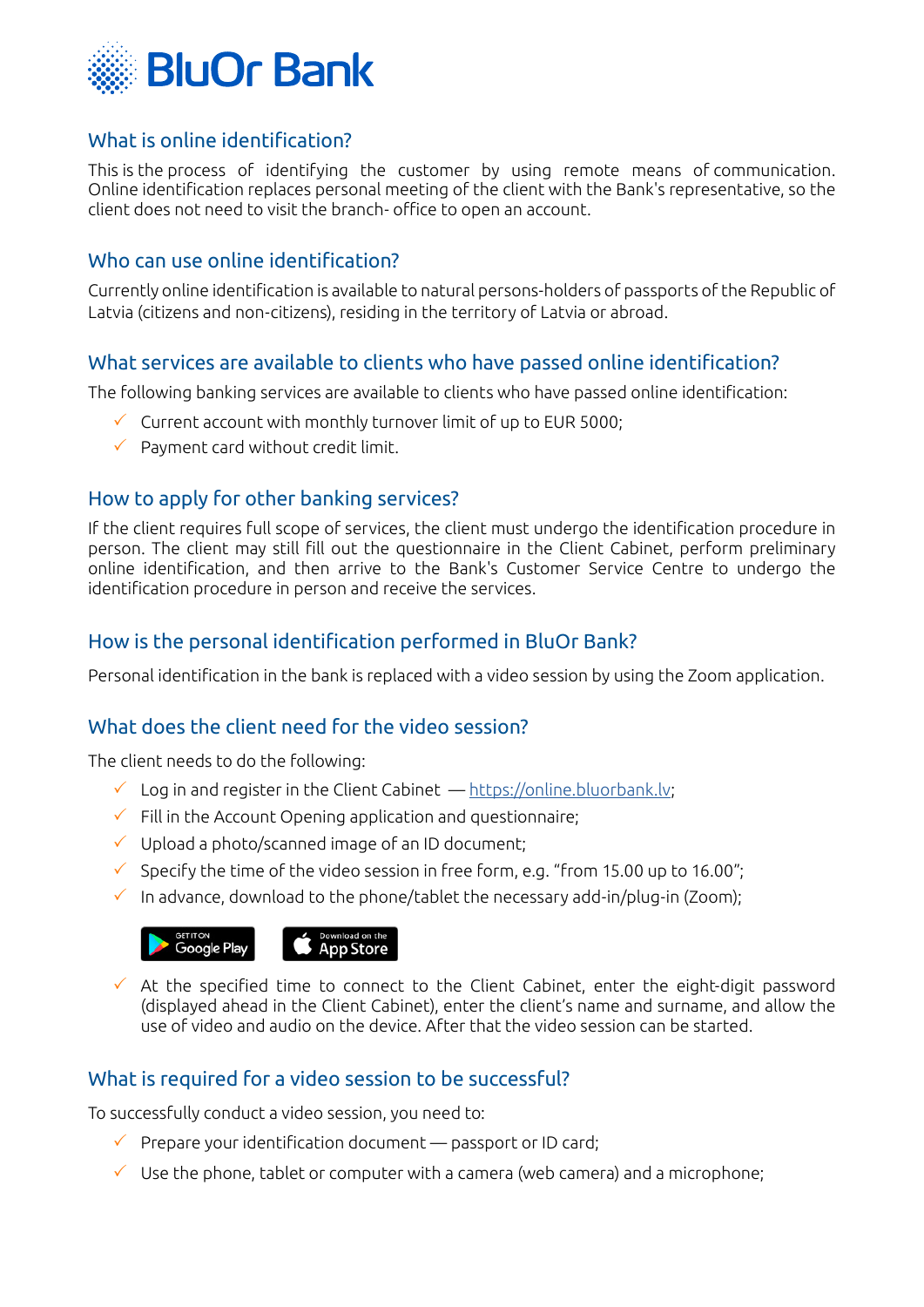BluOr Bank

## What is online identification?

This is the process of identifying the customer by using remote means of communication. Online identification replaces personal meeting of the client with the Bank's representative, so the client does not need to visit the branch- office to open an account.

## Who can use online identification?

Currently online identification is available to natural persons-holders of passports of the Republic of Latvia (citizens and non-citizens), residing in the territory of Latvia or abroad.

## What services are available to clients who have passed online identification?

The following banking services are available to clients who have passed online identification:

- ✓ Current account with monthly turnover limit of up to EUR 5000;
- ✓ Payment card without credit limit.

## How to apply for other banking services?

If the client requires full scope of services, the client must undergo the identification procedure in person. The client may still fill out the questionnaire in the Client Cabinet, perform preliminary online identification, and then arrive to the Bank's Customer Service Centre to undergo the identification procedure in person and receive the services.

## How is the personal identification performed in BluOr Bank?

Personal identification in the bank is replaced with a video session by using the Zoom application.

## What does the client need for the video session?

The client needs to do the following:

- ✓ Log in and register in the Client Cabinet — https://online.bluorbank.lv;
- ✓ Fill in the Account Opening application and questionnaire;
- ✓ Upload a photo/scanned image of an ID document;
- ✓ Specify the time of the video session in free form, e.g. “from 15.00 up to 16.00”;
- ✓ In advance, download to the phone/tablet the necessary add-in/plug-in (Zoom);

GET IT ON Google Play | Download on the App Store

- ✓ At the specified time to connect to the Client Cabinet, enter the eight-digit password (displayed ahead in the Client Cabinet), enter the client’s name and surname, and allow the use of video and audio on the device. After that the video session can be started.

## What is required for a video session to be successful?

To successfully conduct a video session, you need to:

- ✓ Prepare your identification document — passport or ID card;
- ✓ Use the phone, tablet or computer with a camera (web camera) and a microphone;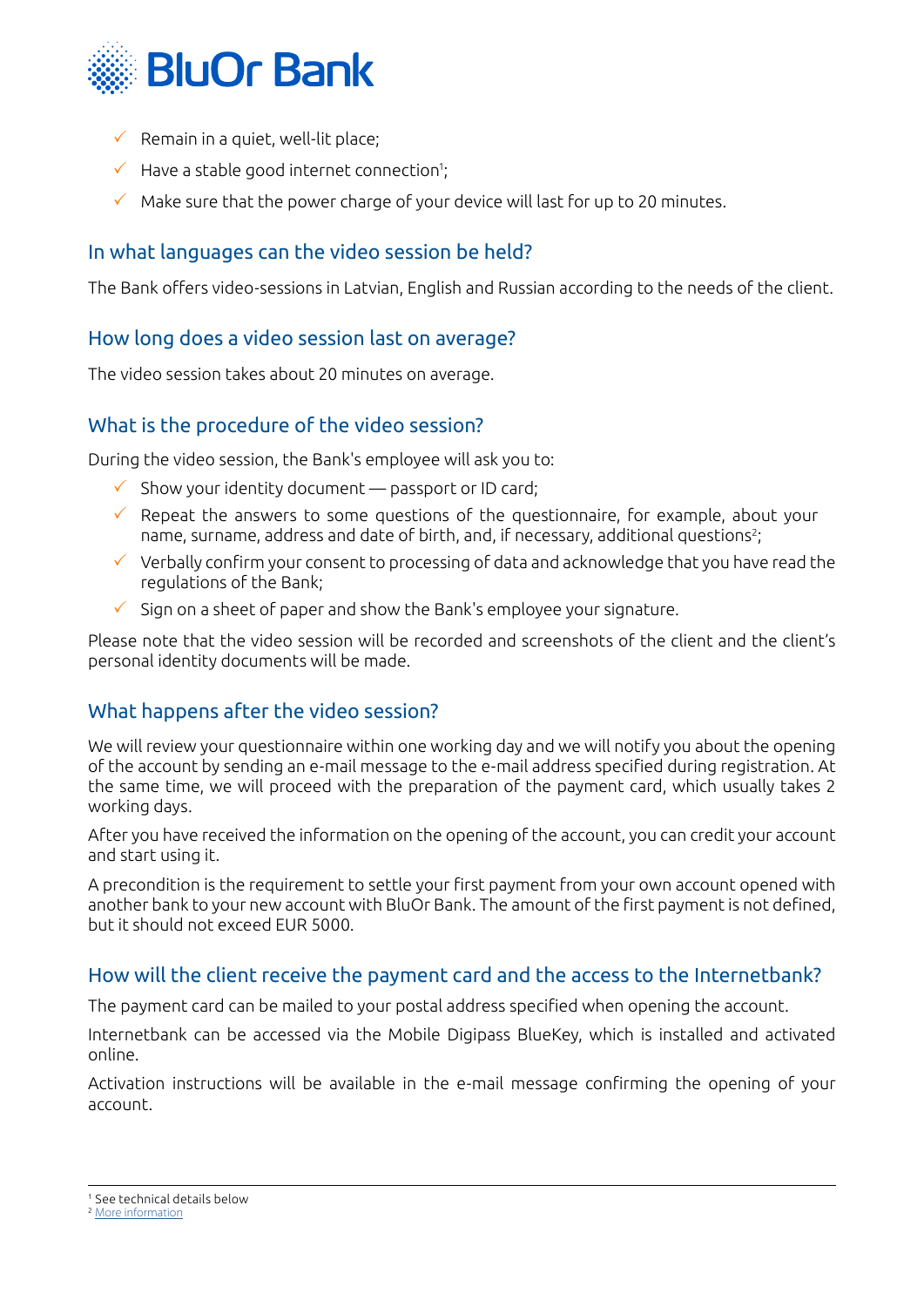- Remain in a quiet, well-lit place;
- Have a stable good internet connection[1];
- Make sure that the power charge of your device will last for up to 20 minutes.

## In what languages can the video session be held?

The Bank offers video-sessions in Latvian, English and Russian according to the needs of the client.

## How long does a video session last on average?

The video session takes about 20 minutes on average.

## What is the procedure of the video session?

During the video session, the Bank's employee will ask you to:

- Show your identity document — passport or ID card;
- Repeat the answers to some questions of the questionnaire, for example, about your name, surname, address and date of birth, and, if necessary, additional questions[2];
- Verbally confirm your consent to processing of data and acknowledge that you have read the regulations of the Bank;
- Sign on a sheet of paper and show the Bank's employee your signature.

Please note that the video session will be recorded and screenshots of the client and the client's personal identity documents will be made.

## What happens after the video session?

We will review your questionnaire within one working day and we will notify you about the opening of the account by sending an e-mail message to the e-mail address specified during registration. At the same time, we will proceed with the preparation of the payment card, which usually takes 2 working days.

After you have received the information on the opening of the account, you can credit your account and start using it.

A precondition is the requirement to settle your first payment from your own account opened with another bank to your new account with BluOr Bank. The amount of the first payment is not defined, but it should not exceed EUR 5000.

## How will the client receive the payment card and the access to the Internetbank?

The payment card can be mailed to your postal address specified when opening the account.

Internetbank can be accessed via the Mobile Digipass BlueKey, which is installed and activated online.

Activation instructions will be available in the e-mail message confirming the opening of your account.

---

[1] See technical details below
[2] More information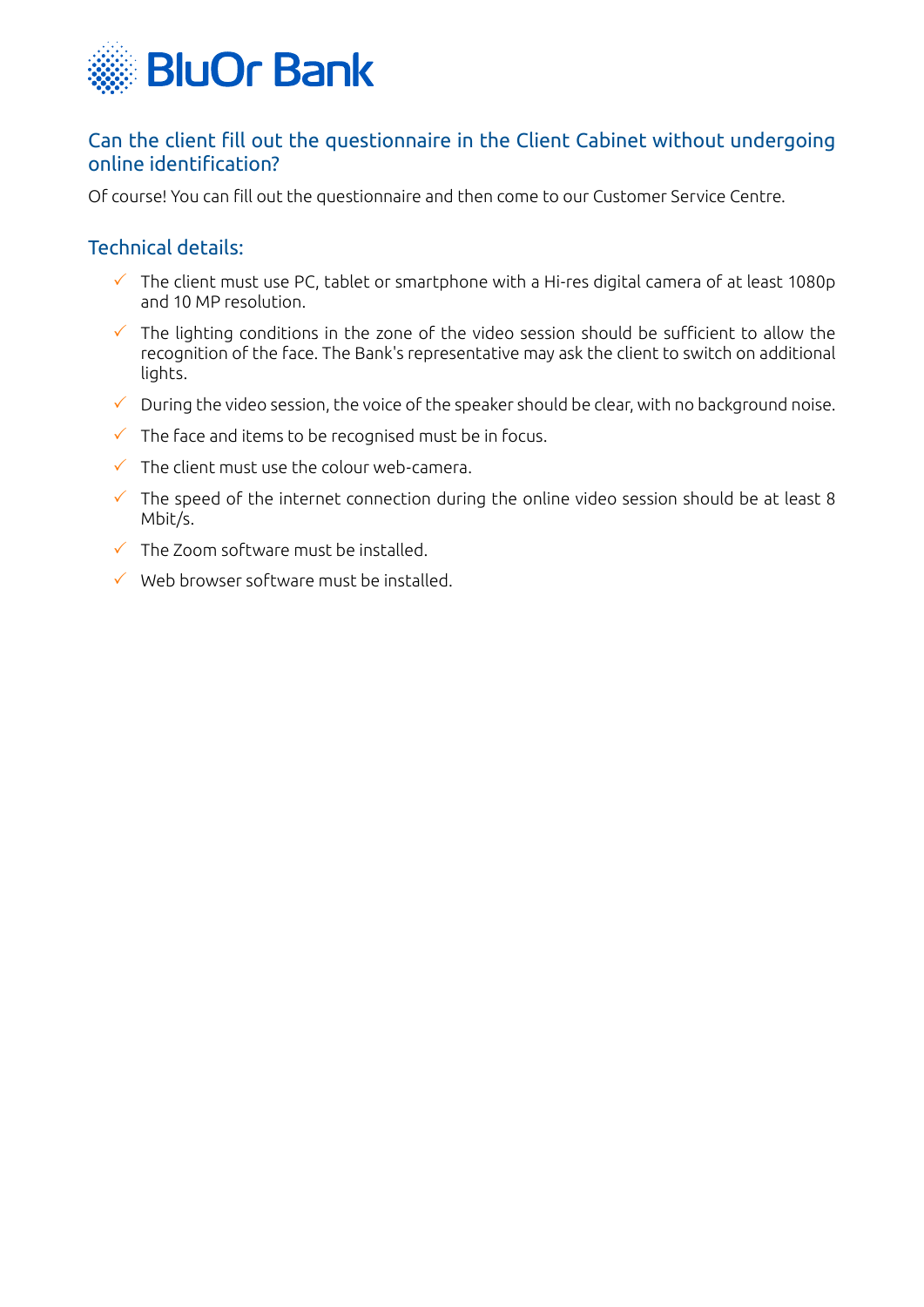## Can the client fill out the questionnaire in the Client Cabinet without undergoing online identification?

Of course! You can fill out the questionnaire and then come to our Customer Service Centre.

## Technical details:

- ✓ The client must use PC, tablet or smartphone with a Hi-res digital camera of at least 1080p and 10 MP resolution.
- ✓ The lighting conditions in the zone of the video session should be sufficient to allow the recognition of the face. The Bank's representative may ask the client to switch on additional lights.
- ✓ During the video session, the voice of the speaker should be clear, with no background noise.
- ✓ The face and items to be recognised must be in focus.
- ✓ The client must use the colour web-camera.
- ✓ The speed of the internet connection during the online video session should be at least 8 Mbit/s.
- ✓ The Zoom software must be installed.
- ✓ Web browser software must be installed.